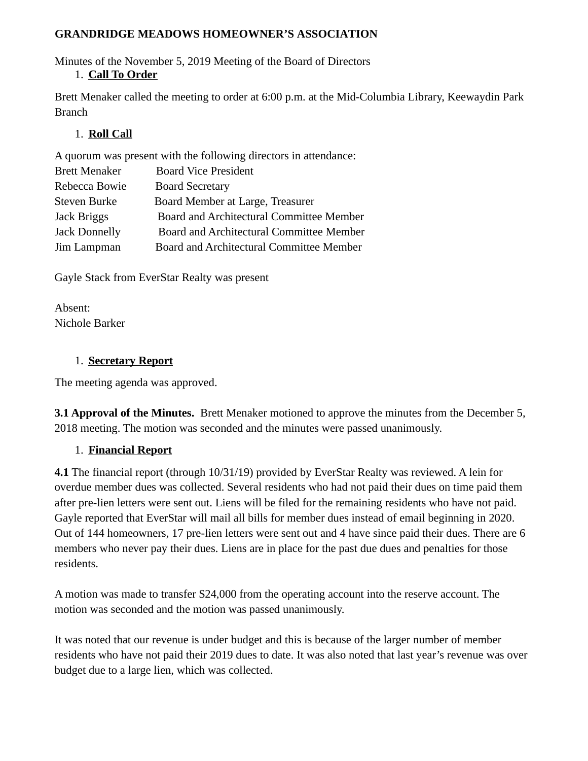**GRANDRIDGE MEADOWS HOMEOWNER'S ASSOCIATION**

Minutes of the November 5, 2019 Meeting of the Board of Directors

1. **Call To Order**

Brett Menaker called the meeting to order at 6:00 p.m. at the Mid-Columbia Library, Keewaydin Park Branch

1. **Roll Call**

A quorum was present with the following directors in attendance:

Brett Menaker Board Vice President
Rebecca Bowie Board Secretary
Steven Burke Board Member at Large, Treasurer
Jack Briggs Board and Architectural Committee Member
Jack Donnelly Board and Architectural Committee Member
Jim Lampman Board and Architectural Committee Member

Gayle Stack from EverStar Realty was present

Absent:
Nichole Barker

1. **Secretary Report**

The meeting agenda was approved.

**3.1 Approval of the Minutes.** Brett Menaker motioned to approve the minutes from the December 5, 2018 meeting. The motion was seconded and the minutes were passed unanimously.

1. **Financial Report**

**4.1** The financial report (through 10/31/19) provided by EverStar Realty was reviewed. A lein for overdue member dues was collected. Several residents who had not paid their dues on time paid them after pre-lien letters were sent out. Liens will be filed for the remaining residents who have not paid. Gayle reported that EverStar will mail all bills for member dues instead of email beginning in 2020. Out of 144 homeowners, 17 pre-lien letters were sent out and 4 have since paid their dues. There are 6 members who never pay their dues. Liens are in place for the past due dues and penalties for those residents.

A motion was made to transfer $24,000 from the operating account into the reserve account. The motion was seconded and the motion was passed unanimously.

It was noted that our revenue is under budget and this is because of the larger number of member residents who have not paid their 2019 dues to date. It was also noted that last year's revenue was over budget due to a large lien, which was collected.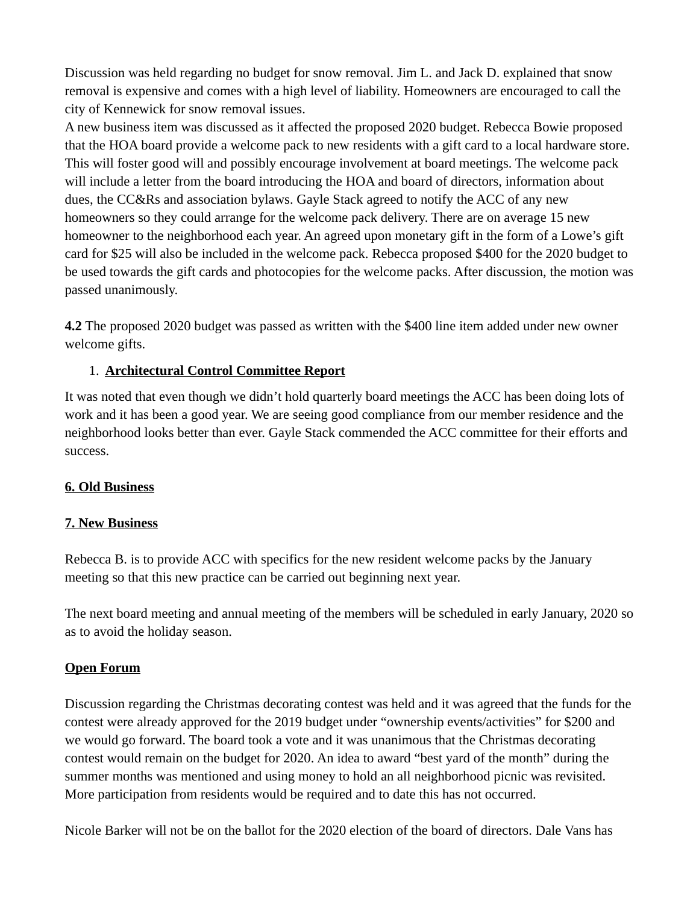Discussion was held regarding no budget for snow removal. Jim L. and Jack D. explained that snow removal is expensive and comes with a high level of liability. Homeowners are encouraged to call the city of Kennewick for snow removal issues.
A new business item was discussed as it affected the proposed 2020 budget. Rebecca Bowie proposed that the HOA board provide a welcome pack to new residents with a gift card to a local hardware store. This will foster good will and possibly encourage involvement at board meetings. The welcome pack will include a letter from the board introducing the HOA and board of directors, information about dues, the CC&Rs and association bylaws. Gayle Stack agreed to notify the ACC of any new homeowners so they could arrange for the welcome pack delivery. There are on average 15 new homeowner to the neighborhood each year. An agreed upon monetary gift in the form of a Lowe's gift card for $25 will also be included in the welcome pack. Rebecca proposed $400 for the 2020 budget to be used towards the gift cards and photocopies for the welcome packs. After discussion, the motion was passed unanimously.

**4.2** The proposed 2020 budget was passed as written with the $400 line item added under new owner welcome gifts.

1. **Architectural Control Committee Report**

It was noted that even though we didn't hold quarterly board meetings the ACC has been doing lots of work and it has been a good year. We are seeing good compliance from our member residence and the neighborhood looks better than ever. Gayle Stack commended the ACC committee for their efforts and success.

**6. Old Business**

**7. New Business**

Rebecca B. is to provide ACC with specifics for the new resident welcome packs by the January meeting so that this new practice can be carried out beginning next year.

The next board meeting and annual meeting of the members will be scheduled in early January, 2020 so as to avoid the holiday season.

**Open Forum**

Discussion regarding the Christmas decorating contest was held and it was agreed that the funds for the contest were already approved for the 2019 budget under "ownership events/activities" for $200 and we would go forward. The board took a vote and it was unanimous that the Christmas decorating contest would remain on the budget for 2020. An idea to award "best yard of the month" during the summer months was mentioned and using money to hold an all neighborhood picnic was revisited. More participation from residents would be required and to date this has not occurred.

Nicole Barker will not be on the ballot for the 2020 election of the board of directors. Dale Vans has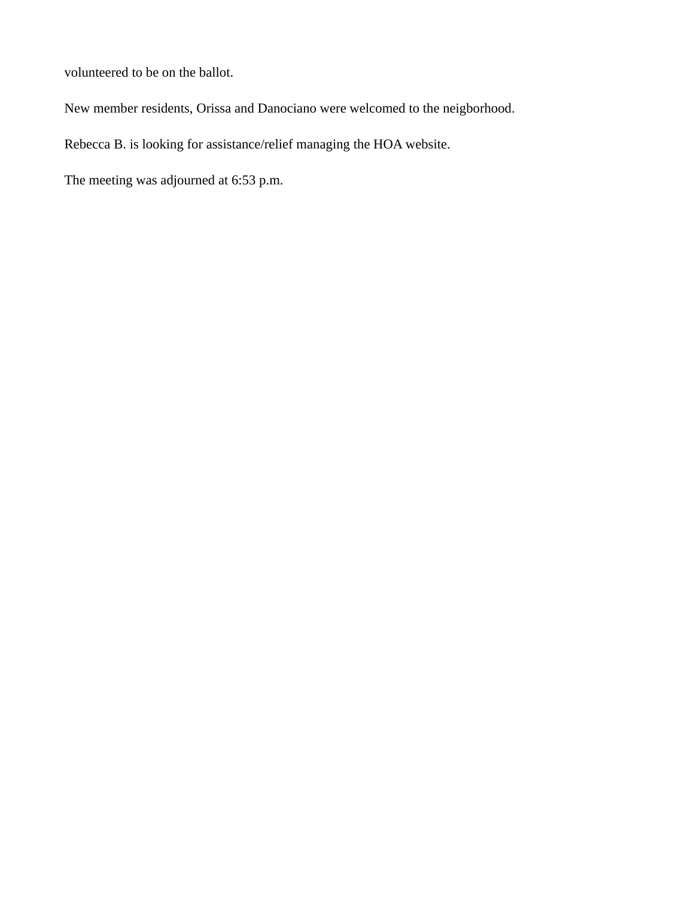volunteered to be on the ballot.

New member residents, Orissa and Danociano were welcomed to the neigborhood.

Rebecca B. is looking for assistance/relief managing the HOA website.

The meeting was adjourned at 6:53 p.m.